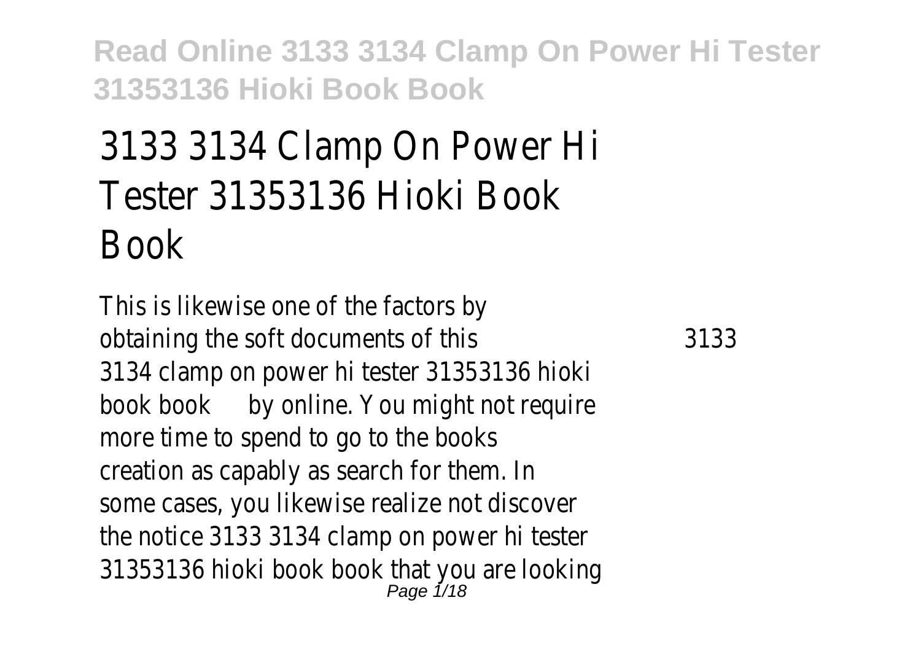# 3133 3134 Clamp On Power Hi Tester 31353136 Hioki Book Book

This is likewise one of the factors by obtaining the soft documents of this 3133 3134 clamp on power hi tester 31353136 hioki book book by online. You might not require more time to spend to go to the books creation as capably as search for them. In some cases, you likewise realize not discover the notice 3133 3134 clamp on power hi tester 31353136 hioki book book that you are looking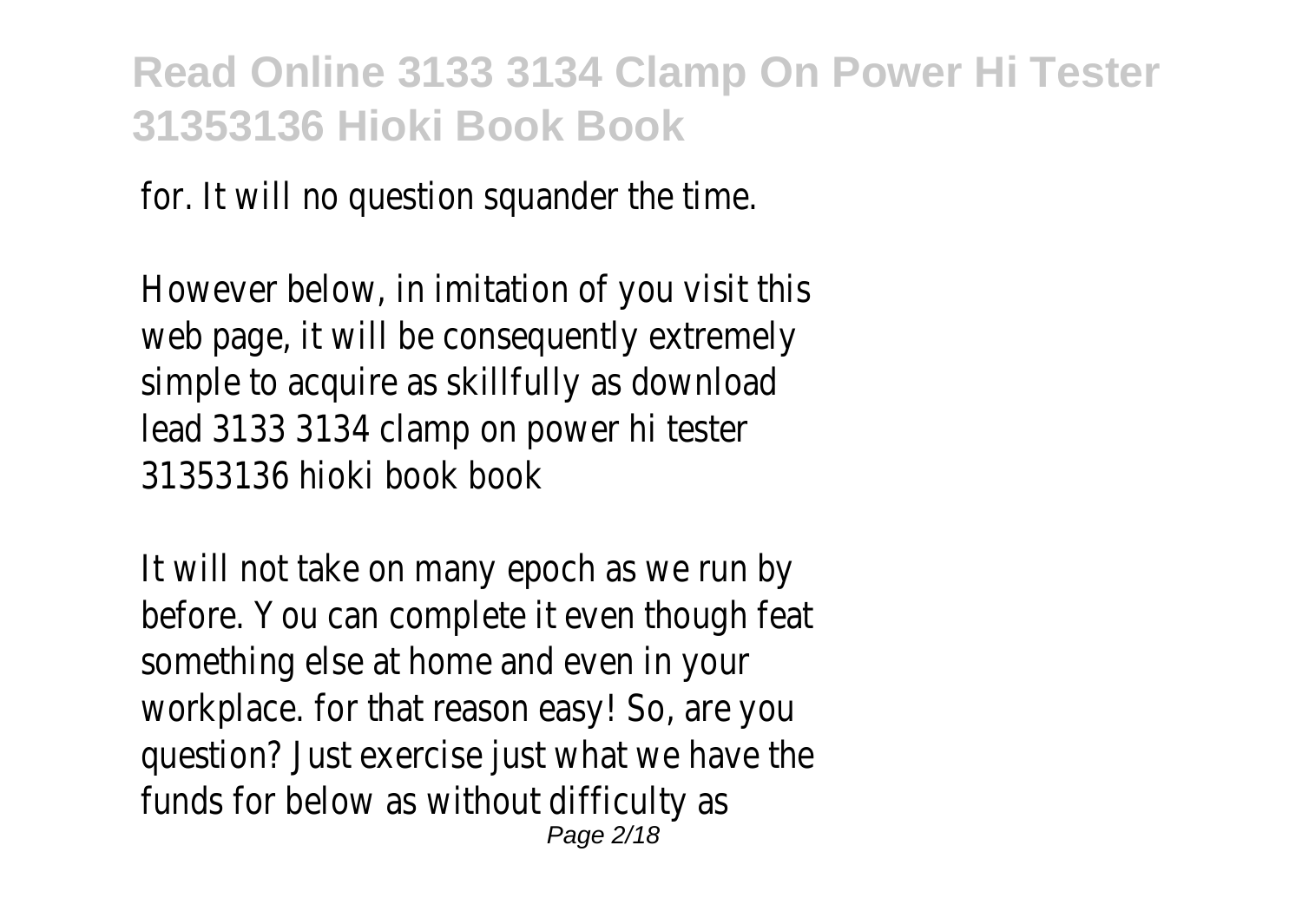for. It will no question squander the time.

However below, in imitation of you visit this web page, it will be consequently extremely simple to acquire as skillfully as download lead 3133 3134 clamp on power hi tester 31353136 hioki book book

It will not take on many epoch as we run by before. You can complete it even though feat something else at home and even in your workplace. for that reason easy! So, are you question? Just exercise just what we have the funds for below as without difficulty as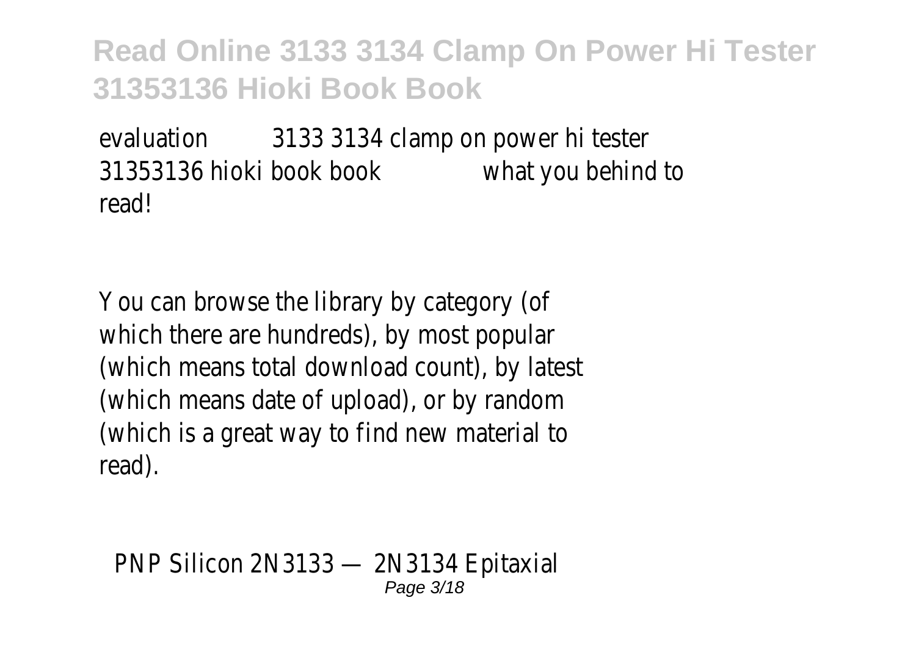evaluation 3133 3134 clamp on power hi tester 31353136 hioki book book what you behind to read!

You can browse the library by category (of which there are hundreds), by most popular (which means total download count), by latest (which means date of upload), or by random (which is a great way to find new material to read).

PNP Silicon 2N3133 — 2N3134 Epitaxial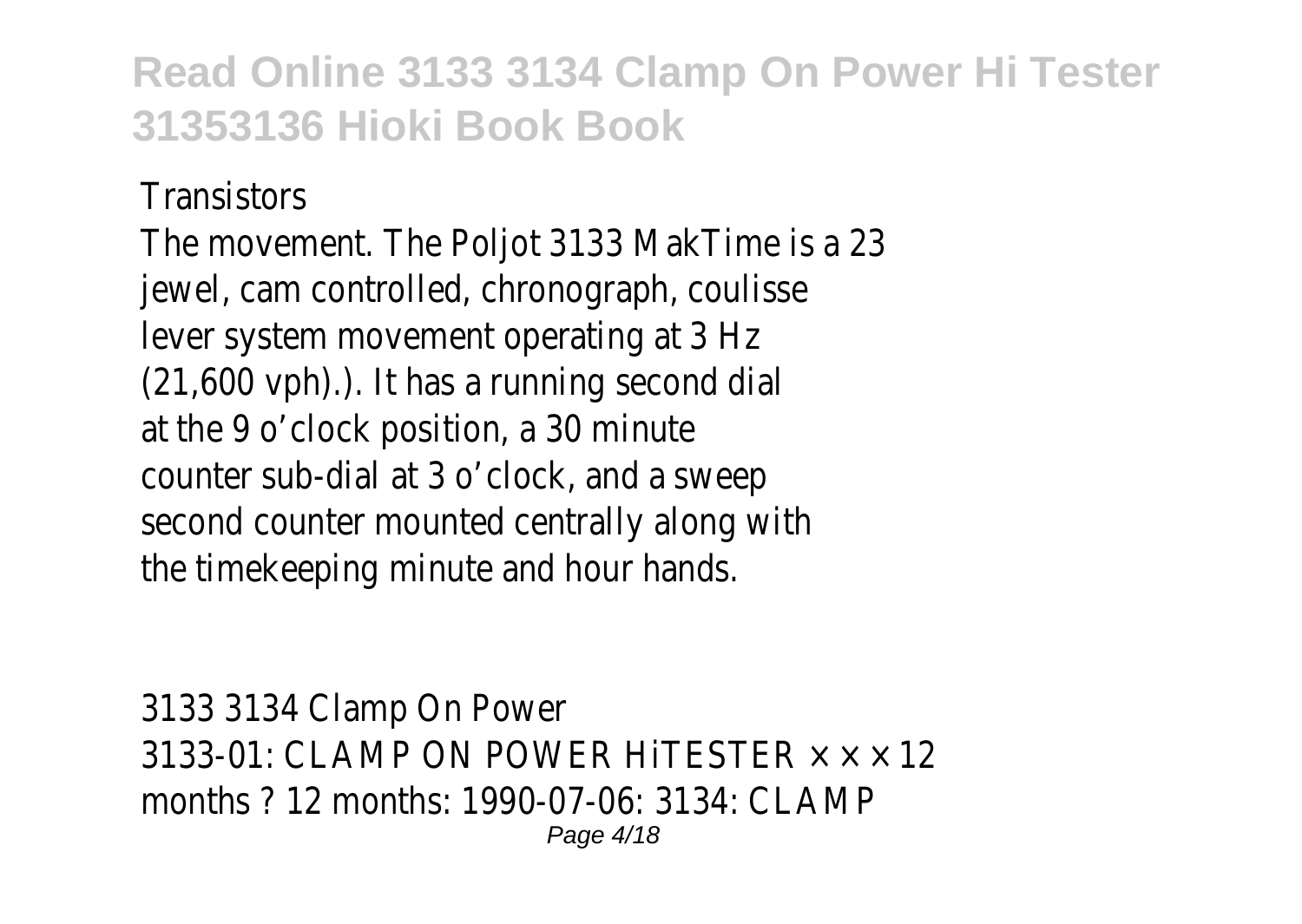Transistors

The movement. The Poljot 3133 MakTime is a 23 jewel, cam controlled, chronograph, coulisse lever system movement operating at 3 Hz (21,600 vph).). It has a running second dial at the 9 o'clock position, a 30 minute counter sub-dial at 3 o'clock, and a sweep second counter mounted centrally along with the timekeeping minute and hour hands.

3133 3134 Clamp On Power

3133-01: CLAMP ON POWER HiTESTER × × × 12 months ? 12 months: 1990-07-06: 3134: CLAMP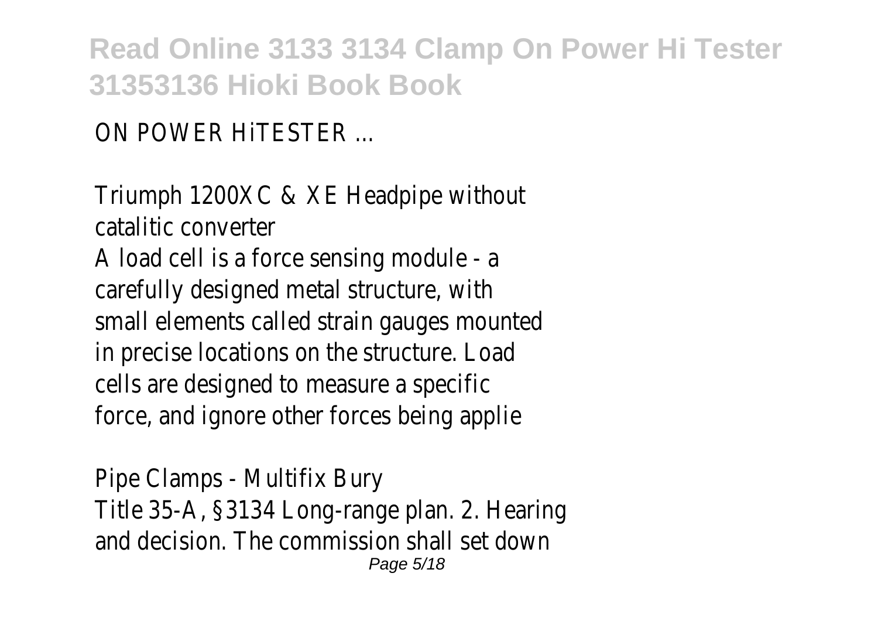ON POWER HiTESTER ...

Triumph 1200XC & XE Headpipe without catalitic converter

A load cell is a force sensing module - a carefully designed metal structure, with small elements called strain gauges mounted in precise locations on the structure. Load cells are designed to measure a specific force, and ignore other forces being applie

Pipe Clamps - Multifix Bury

Title 35-A, §3134 Long-range plan. 2. Hearing and decision. The commission shall set down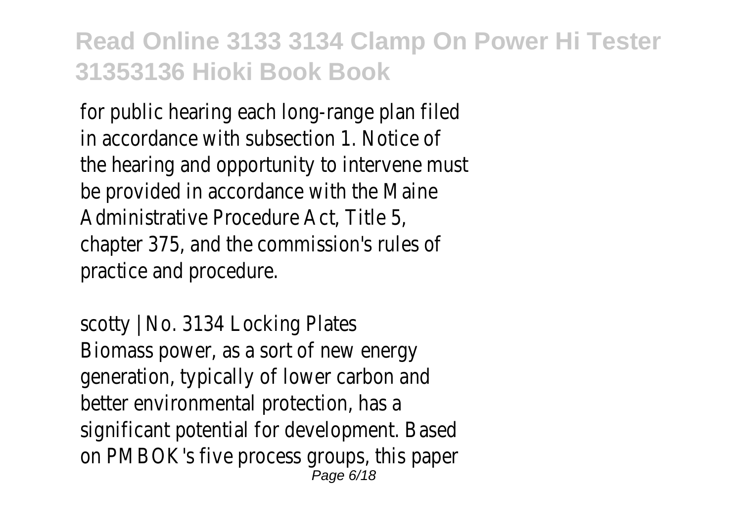for public hearing each long-range plan filed in accordance with subsection 1. Notice of the hearing and opportunity to intervene must be provided in accordance with the Maine Administrative Procedure Act, Title 5, chapter 375, and the commission's rules of practice and procedure.

scotty | No. 3134 Locking Plates

Biomass power, as a sort of new energy generation, typically of lower carbon and better environmental protection, has a significant potential for development. Based on PMBOK's five process groups, this paper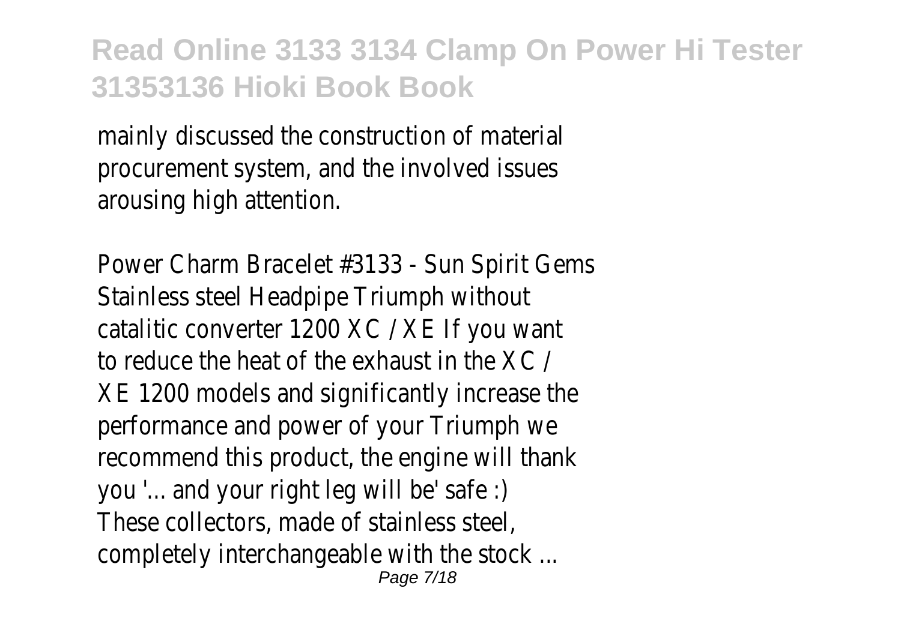mainly discussed the construction of material procurement system, and the involved issues arousing high attention.

Power Charm Bracelet #3133 - Sun Spirit Gems
Stainless steel Headpipe Triumph without catalitic converter 1200 XC / XE If you want to reduce the heat of the exhaust in the XC / XE 1200 models and significantly increase the performance and power of your Triumph we recommend this product, the engine will thank you '... and your right leg will be' safe :) These collectors, made of stainless steel, completely interchangeable with the stock ...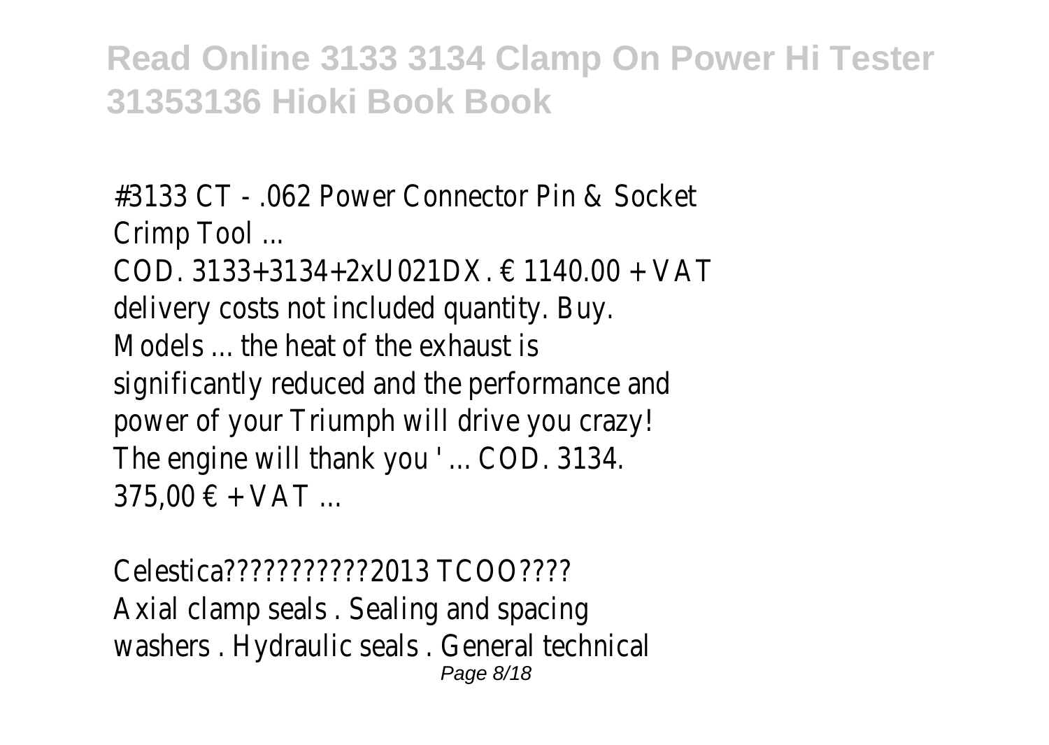#3133 CT - .062 Power Connector Pin & Socket Crimp Tool ...
COD. 3133+3134+2xU021DX. € 1140.00 + VAT delivery costs not included quantity. Buy. Models ... the heat of the exhaust is significantly reduced and the performance and power of your Triumph will drive you crazy! The engine will thank you ' ... COD. 3134. 375,00 € + VAT ...

Celestica???????????2013 TCOO????
Axial clamp seals . Sealing and spacing washers . Hydraulic seals . General technical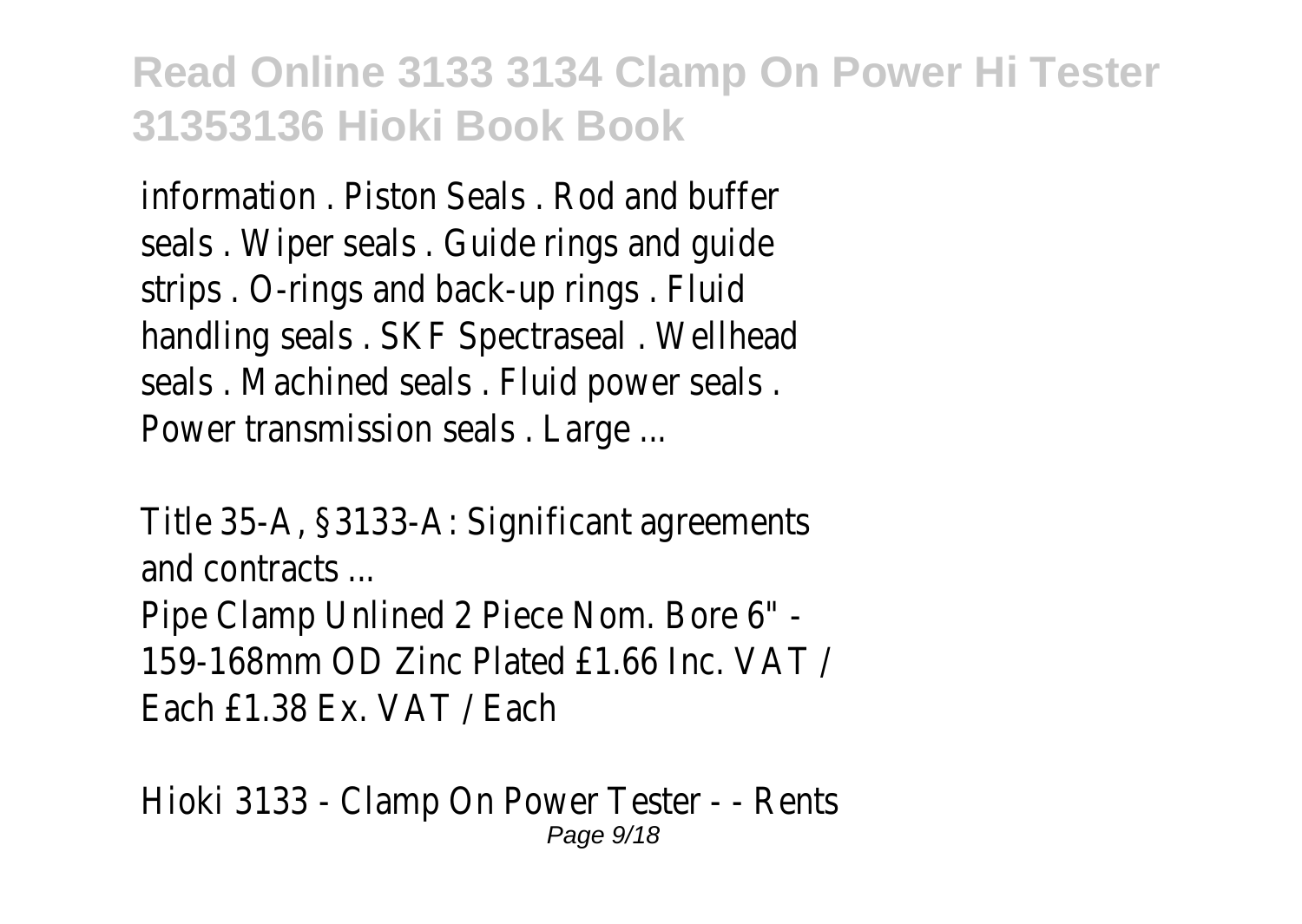information . Piston Seals . Rod and buffer seals . Wiper seals . Guide rings and guide strips . O-rings and back-up rings . Fluid handling seals . SKF Spectraseal . Wellhead seals . Machined seals . Fluid power seals . Power transmission seals . Large ...

Title 35-A, §3133-A: Significant agreements and contracts ...

Pipe Clamp Unlined 2 Piece Nom. Bore 6" - 159-168mm OD Zinc Plated £1.66 Inc. VAT / Each £1.38 Ex. VAT / Each

Hioki 3133 - Clamp On Power Tester - - Rents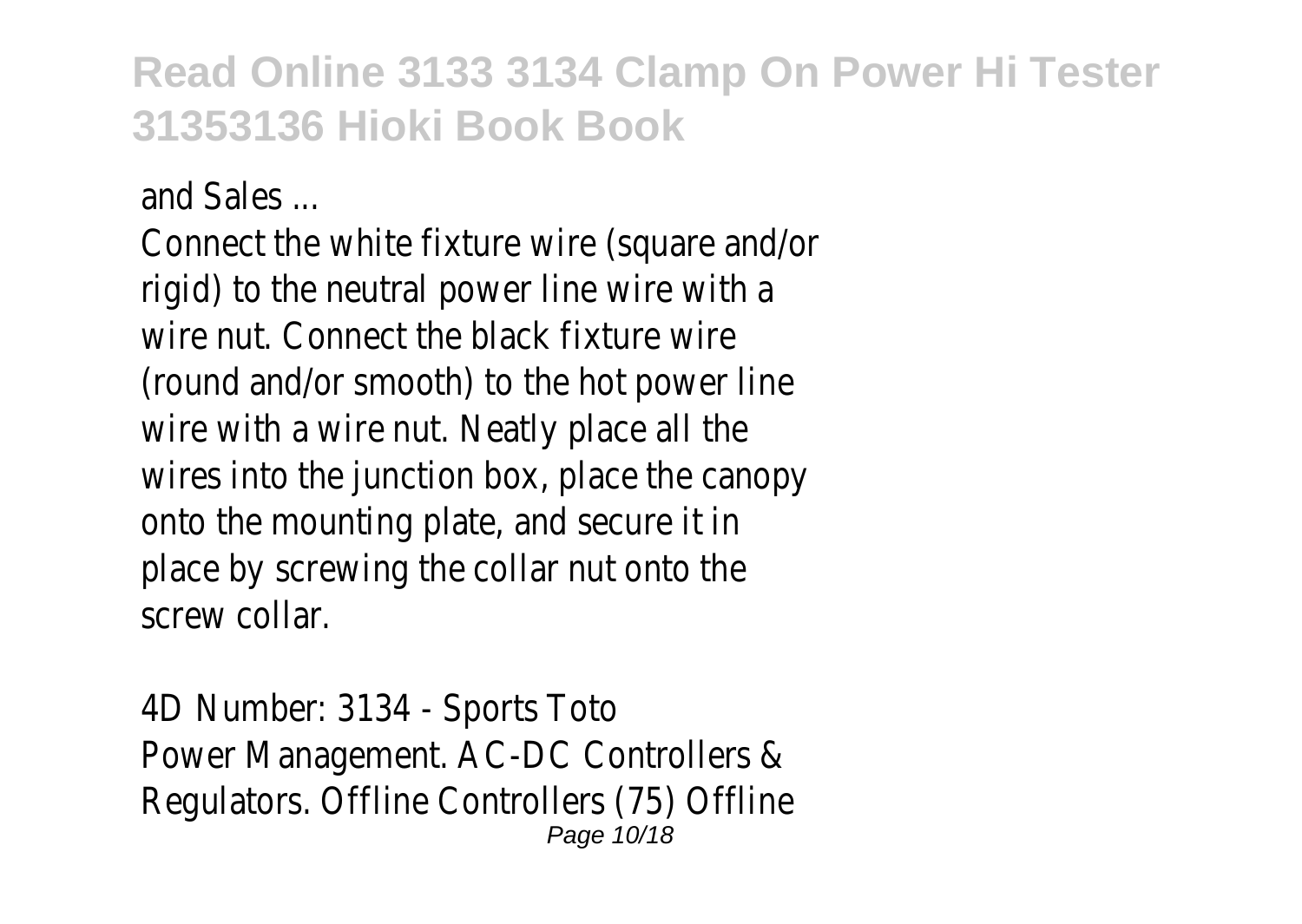and Sales ...

Connect the white fixture wire (square and/or rigid) to the neutral power line wire with a wire nut. Connect the black fixture wire (round and/or smooth) to the hot power line wire with a wire nut. Neatly place all the wires into the junction box, place the canopy onto the mounting plate, and secure it in place by screwing the collar nut onto the screw collar.

4D Number: 3134 - Sports Toto

Power Management. AC-DC Controllers & Regulators. Offline Controllers (75) Offline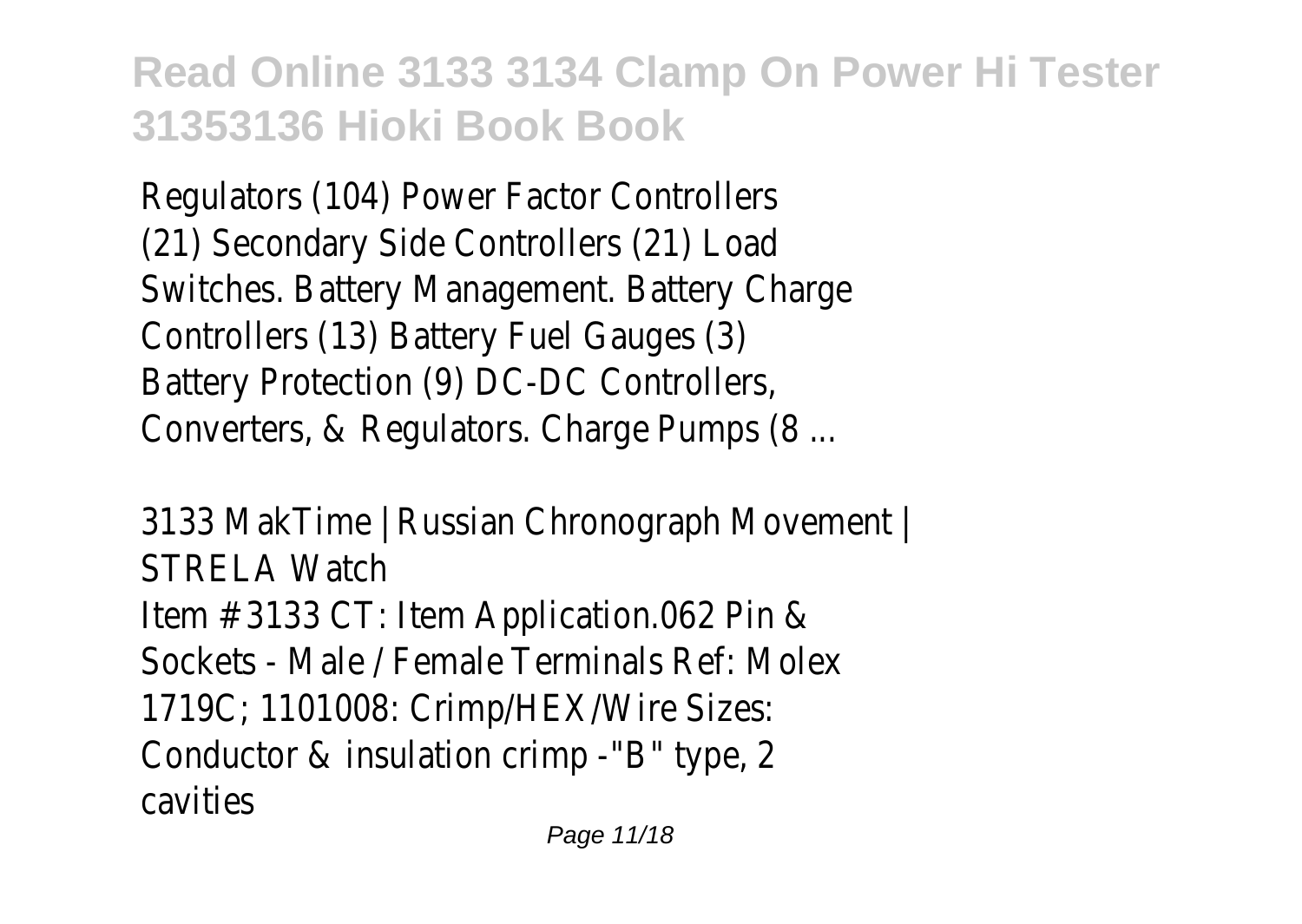Regulators (104) Power Factor Controllers (21) Secondary Side Controllers (21) Load Switches. Battery Management. Battery Charge Controllers (13) Battery Fuel Gauges (3) Battery Protection (9) DC-DC Controllers, Converters, & Regulators. Charge Pumps (8 ...

3133 MakTime | Russian Chronograph Movement | STRELA Watch

Item # 3133 CT: Item Application.062 Pin & Sockets - Male / Female Terminals Ref: Molex 1719C; 1101008: Crimp/HEX/Wire Sizes: Conductor & insulation crimp -"B" type, 2 cavities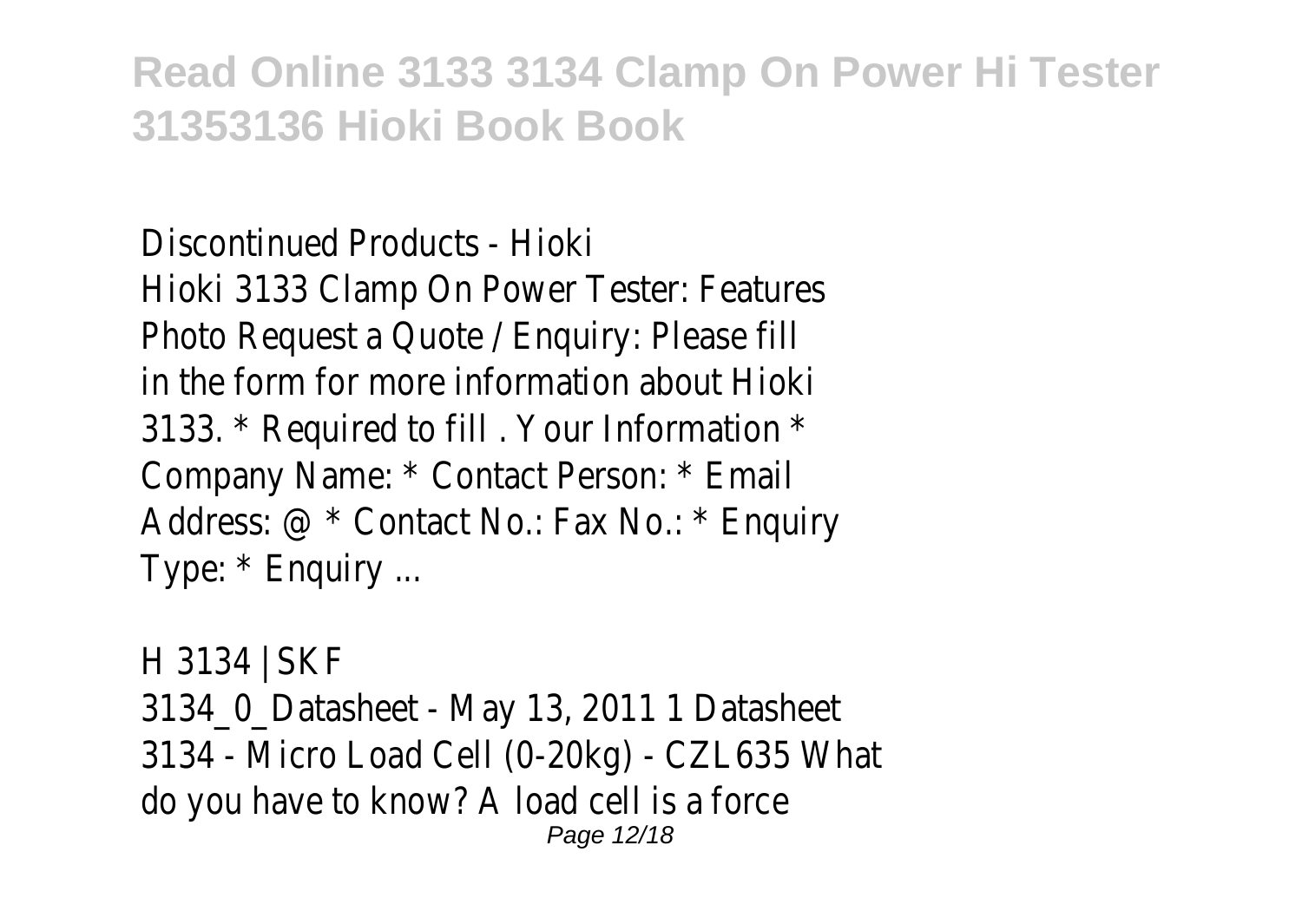Discontinued Products - Hioki

Hioki 3133 Clamp On Power Tester: Features Photo Request a Quote / Enquiry: Please fill in the form for more information about Hioki 3133. * Required to fill . Your Information * Company Name: * Contact Person: * Email Address: @ * Contact No.: Fax No.: * Enquiry Type: * Enquiry ...

H 3134 | SKF

3134_0_Datasheet - May 13, 2011 1 Datasheet 3134 - Micro Load Cell (0-20kg) - CZL635 What do you have to know? A load cell is a force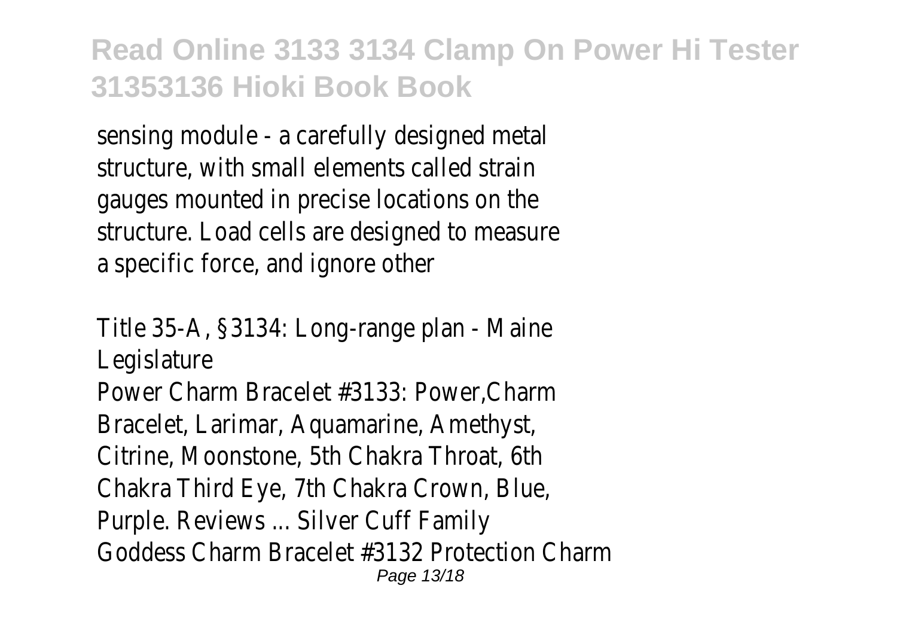sensing module - a carefully designed metal structure, with small elements called strain gauges mounted in precise locations on the structure. Load cells are designed to measure a specific force, and ignore other

Title 35-A, §3134: Long-range plan - Maine Legislature

Power Charm Bracelet #3133: Power,Charm Bracelet, Larimar, Aquamarine, Amethyst, Citrine, Moonstone, 5th Chakra Throat, 6th Chakra Third Eye, 7th Chakra Crown, Blue, Purple. Reviews ... Silver Cuff Family Goddess Charm Bracelet #3132 Protection Charm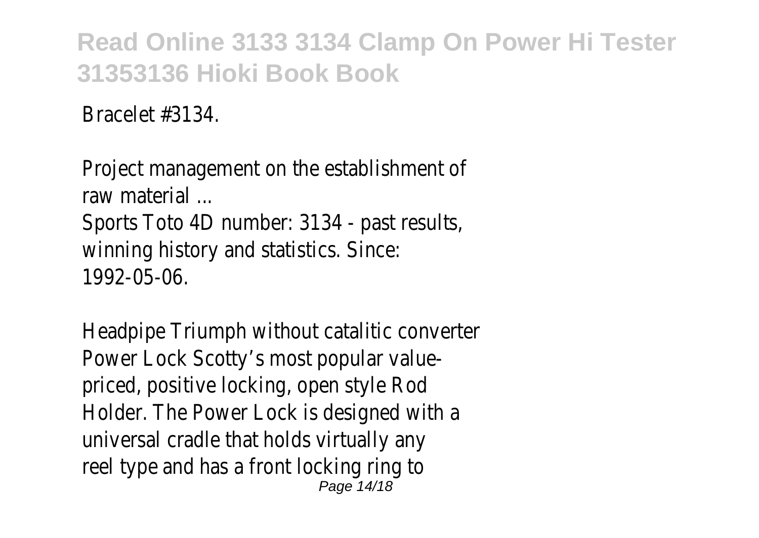Bracelet #3134.

Project management on the establishment of raw material ...

Sports Toto 4D number: 3134 - past results, winning history and statistics. Since: 1992-05-06.

Headpipe Triumph without catalitic converter Power Lock Scotty's most popular value-priced, positive locking, open style Rod Holder. The Power Lock is designed with a universal cradle that holds virtually any reel type and has a front locking ring to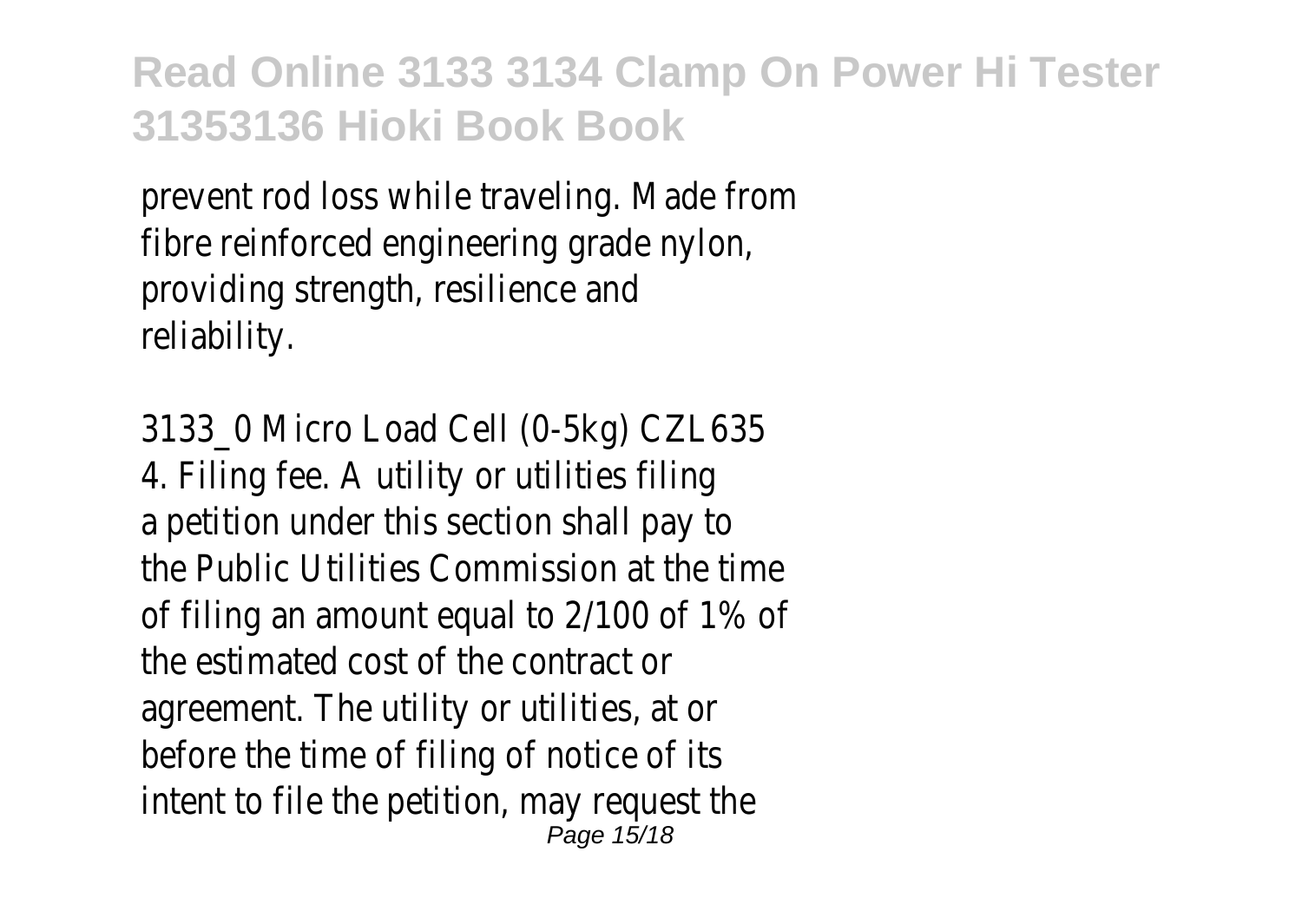prevent rod loss while traveling. Made from fibre reinforced engineering grade nylon, providing strength, resilience and reliability.

3133_0 Micro Load Cell (0-5kg) CZL635
4. Filing fee. A utility or utilities filing a petition under this section shall pay to the Public Utilities Commission at the time of filing an amount equal to 2/100 of 1% of the estimated cost of the contract or agreement. The utility or utilities, at or before the time of filing of notice of its intent to file the petition, may request the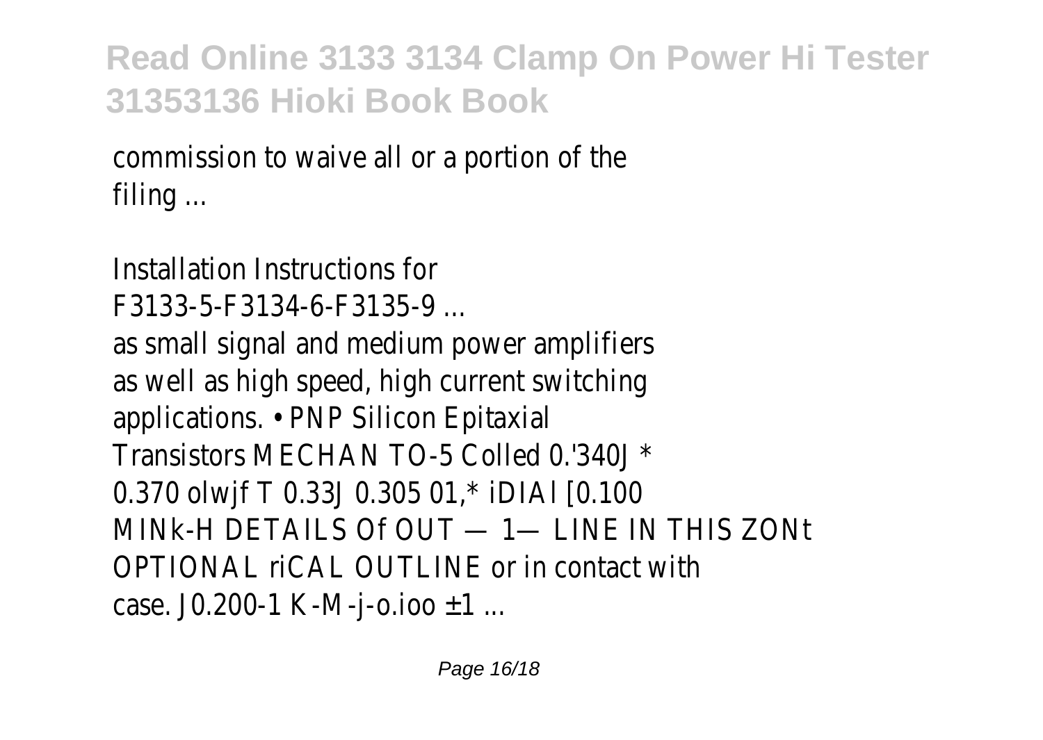commission to waive all or a portion of the filing ...

Installation Instructions for F3133-5-F3134-6-F3135-9 ...

as small signal and medium power amplifiers as well as high speed, high current switching applications. • PNP Silicon Epitaxial Transistors MECHAN TO-5 Colled 0.'340J * 0.370 olwjf T 0.33J 0.305 01,* iDIAl [0.100 MINk-H DETAILS Of OUT — 1— LINE IN THIS ZONt OPTIONAL riCAL OUTLINE or in contact with case. J0.200-1 K-M-j-o.ioo ±1 ...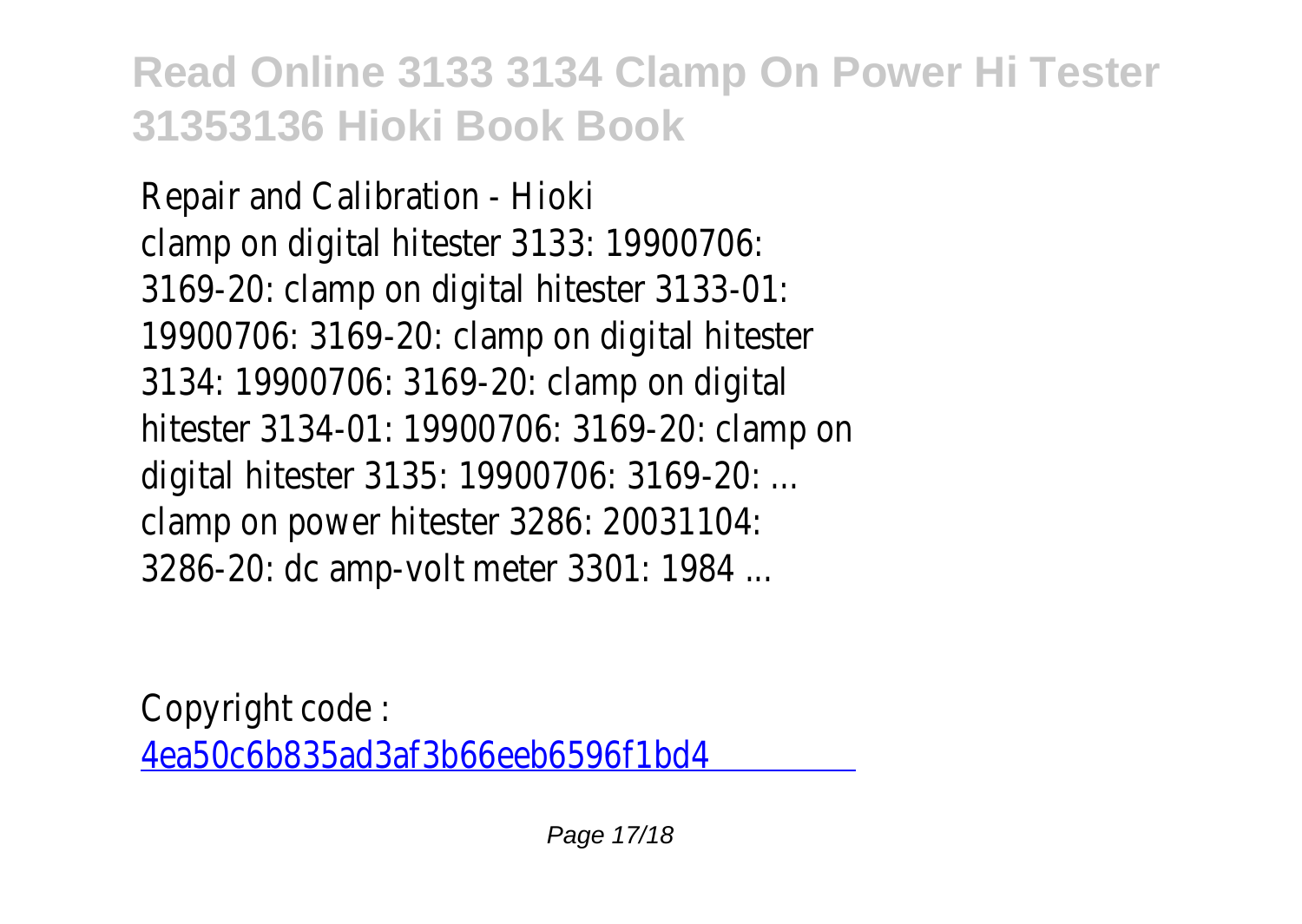Repair and Calibration - Hioki
clamp on digital hitester 3133: 19900706: 3169-20: clamp on digital hitester 3133-01: 19900706: 3169-20: clamp on digital hitester 3134: 19900706: 3169-20: clamp on digital hitester 3134-01: 19900706: 3169-20: clamp on digital hitester 3135: 19900706: 3169-20: ... clamp on power hitester 3286: 20031104: 3286-20: dc amp-volt meter 3301: 1984 ...

Copyright code : 4ea50c6b835ad3af3b66eeb6596f1bd4